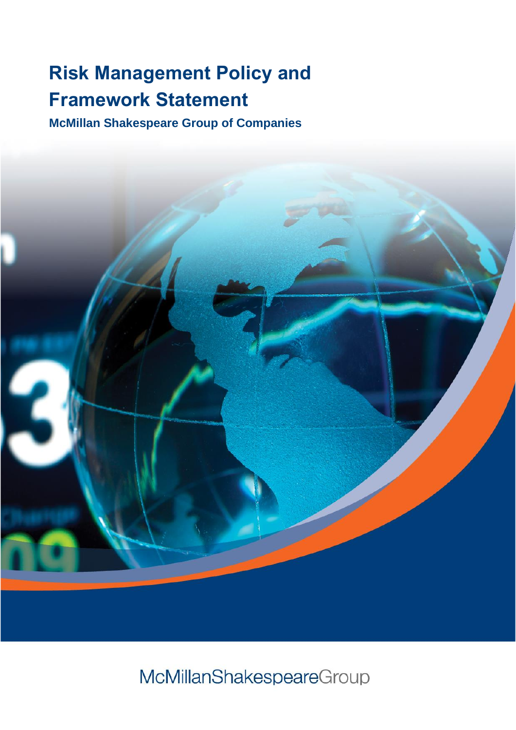# Risk Management Policy and Framework Statement

**McMillan Shakespeare Group of Companies**

McMillanShakespeareGroup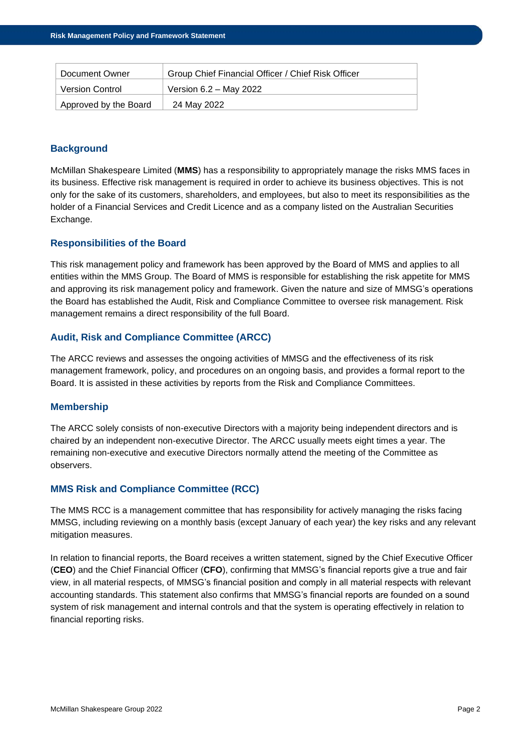| Document Owner | Group Chief Financial Officer / Chief Risk Officer |
| --- | --- |
| Version Control | Version 6.2 – May 2022 |
| Approved by the Board | 24 May 2022 |

## Background

McMillan Shakespeare Limited (**MMS**) has a responsibility to appropriately manage the risks MMS faces in its business. Effective risk management is required in order to achieve its business objectives. This is not only for the sake of its customers, shareholders, and employees, but also to meet its responsibilities as the holder of a Financial Services and Credit Licence and as a company listed on the Australian Securities Exchange.

## Responsibilities of the Board

This risk management policy and framework has been approved by the Board of MMS and applies to all entities within the MMS Group. The Board of MMS is responsible for establishing the risk appetite for MMS and approving its risk management policy and framework. Given the nature and size of MMSG's operations the Board has established the Audit, Risk and Compliance Committee to oversee risk management. Risk management remains a direct responsibility of the full Board.

## Audit, Risk and Compliance Committee (ARCC)

The ARCC reviews and assesses the ongoing activities of MMSG and the effectiveness of its risk management framework, policy, and procedures on an ongoing basis, and provides a formal report to the Board. It is assisted in these activities by reports from the Risk and Compliance Committees.

## Membership

The ARCC solely consists of non-executive Directors with a majority being independent directors and is chaired by an independent non-executive Director. The ARCC usually meets eight times a year. The remaining non-executive and executive Directors normally attend the meeting of the Committee as observers.

## MMS Risk and Compliance Committee (RCC)

The MMS RCC is a management committee that has responsibility for actively managing the risks facing MMSG, including reviewing on a monthly basis (except January of each year) the key risks and any relevant mitigation measures.

In relation to financial reports, the Board receives a written statement, signed by the Chief Executive Officer (**CEO**) and the Chief Financial Officer (**CFO**), confirming that MMSG's financial reports give a true and fair view, in all material respects, of MMSG's financial position and comply in all material respects with relevant accounting standards. This statement also confirms that MMSG's financial reports are founded on a sound system of risk management and internal controls and that the system is operating effectively in relation to financial reporting risks.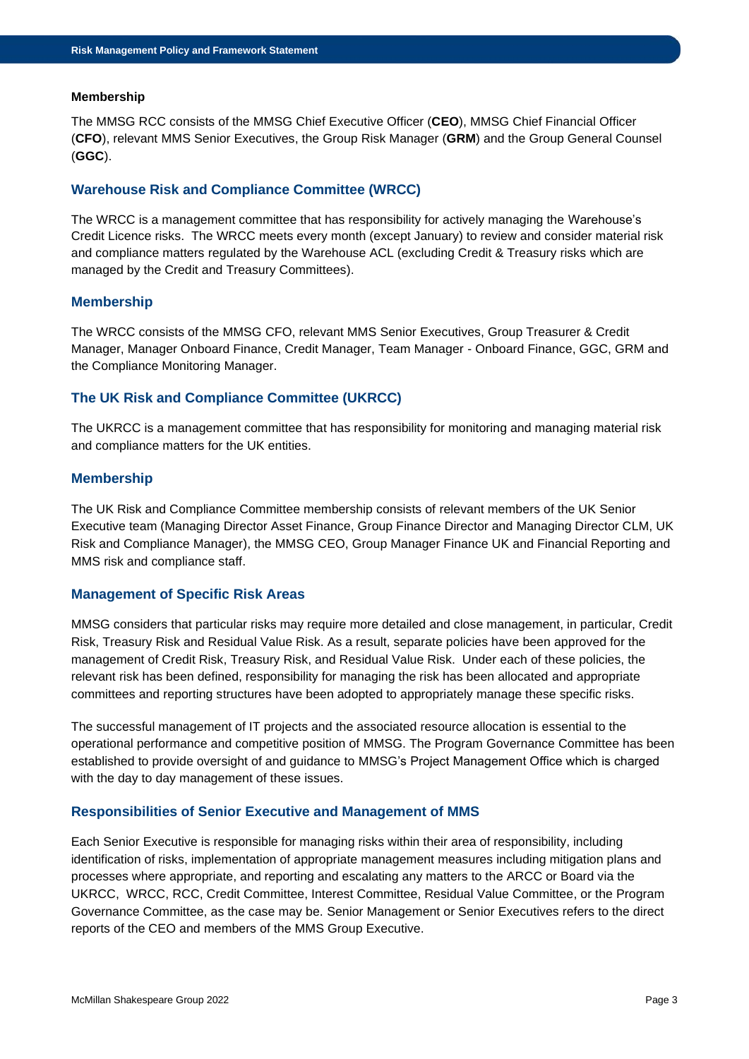**Membership**

The MMSG RCC consists of the MMSG Chief Executive Officer (**CEO**), MMSG Chief Financial Officer (**CFO**), relevant MMS Senior Executives, the Group Risk Manager (**GRM**) and the Group General Counsel (**GGC**).

### Warehouse Risk and Compliance Committee (WRCC)

The WRCC is a management committee that has responsibility for actively managing the Warehouse's Credit Licence risks. The WRCC meets every month (except January) to review and consider material risk and compliance matters regulated by the Warehouse ACL (excluding Credit & Treasury risks which are managed by the Credit and Treasury Committees).

### Membership

The WRCC consists of the MMSG CFO, relevant MMS Senior Executives, Group Treasurer & Credit Manager, Manager Onboard Finance, Credit Manager, Team Manager - Onboard Finance, GGC, GRM and the Compliance Monitoring Manager.

### The UK Risk and Compliance Committee (UKRCC)

The UKRCC is a management committee that has responsibility for monitoring and managing material risk and compliance matters for the UK entities.

### Membership

The UK Risk and Compliance Committee membership consists of relevant members of the UK Senior Executive team (Managing Director Asset Finance, Group Finance Director and Managing Director CLM, UK Risk and Compliance Manager), the MMSG CEO, Group Manager Finance UK and Financial Reporting and MMS risk and compliance staff.

### Management of Specific Risk Areas

MMSG considers that particular risks may require more detailed and close management, in particular, Credit Risk, Treasury Risk and Residual Value Risk. As a result, separate policies have been approved for the management of Credit Risk, Treasury Risk, and Residual Value Risk. Under each of these policies, the relevant risk has been defined, responsibility for managing the risk has been allocated and appropriate committees and reporting structures have been adopted to appropriately manage these specific risks.

The successful management of IT projects and the associated resource allocation is essential to the operational performance and competitive position of MMSG. The Program Governance Committee has been established to provide oversight of and guidance to MMSG's Project Management Office which is charged with the day to day management of these issues.

### Responsibilities of Senior Executive and Management of MMS

Each Senior Executive is responsible for managing risks within their area of responsibility, including identification of risks, implementation of appropriate management measures including mitigation plans and processes where appropriate, and reporting and escalating any matters to the ARCC or Board via the UKRCC, WRCC, RCC, Credit Committee, Interest Committee, Residual Value Committee, or the Program Governance Committee, as the case may be. Senior Management or Senior Executives refers to the direct reports of the CEO and members of the MMS Group Executive.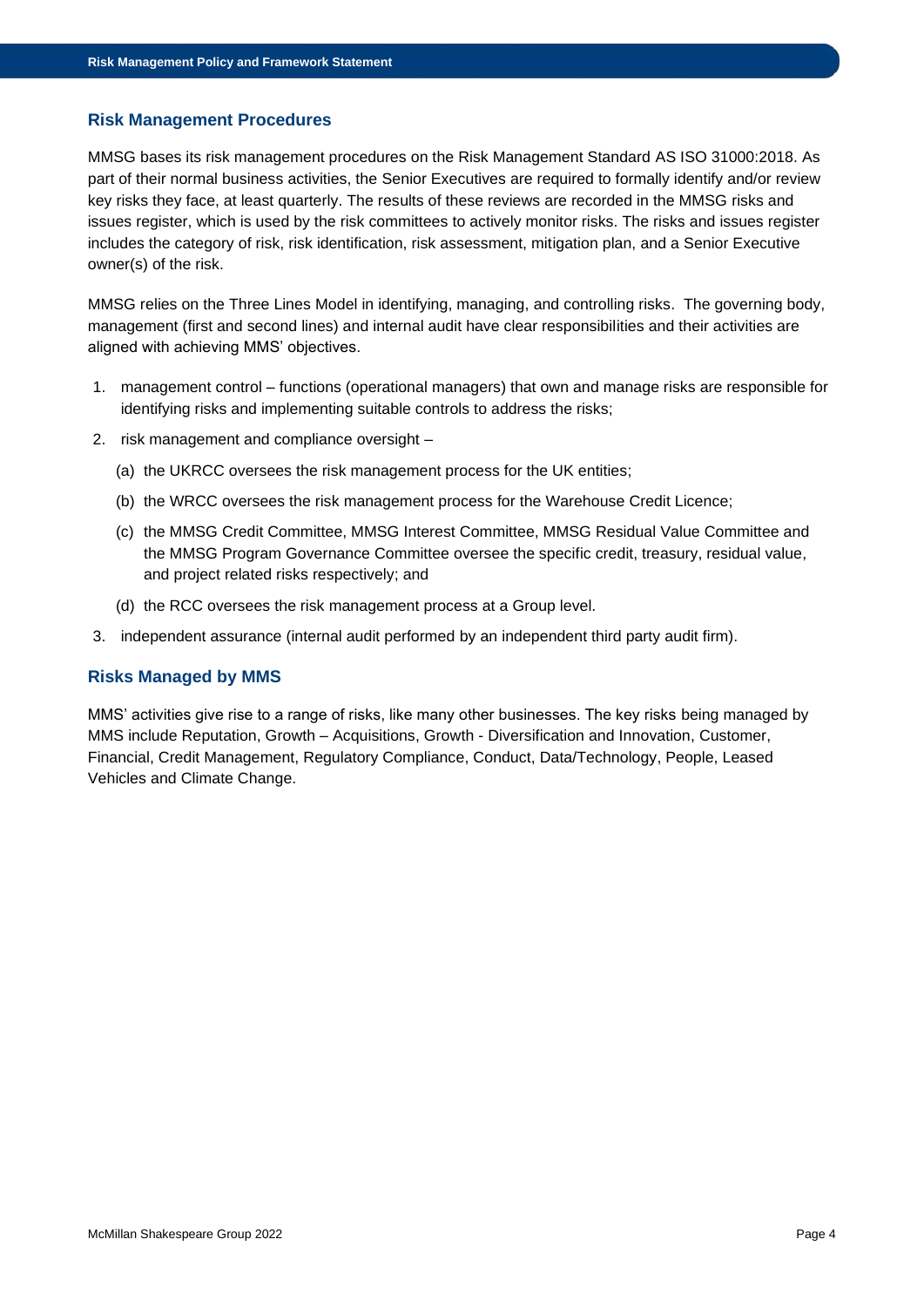## Risk Management Procedures

MMSG bases its risk management procedures on the Risk Management Standard AS ISO 31000:2018. As part of their normal business activities, the Senior Executives are required to formally identify and/or review key risks they face, at least quarterly. The results of these reviews are recorded in the MMSG risks and issues register, which is used by the risk committees to actively monitor risks. The risks and issues register includes the category of risk, risk identification, risk assessment, mitigation plan, and a Senior Executive owner(s) of the risk.

MMSG relies on the Three Lines Model in identifying, managing, and controlling risks. The governing body, management (first and second lines) and internal audit have clear responsibilities and their activities are aligned with achieving MMS' objectives.

1. management control – functions (operational managers) that own and manage risks are responsible for identifying risks and implementing suitable controls to address the risks;
2. risk management and compliance oversight –
   (a) the UKRCC oversees the risk management process for the UK entities;
   (b) the WRCC oversees the risk management process for the Warehouse Credit Licence;
   (c) the MMSG Credit Committee, MMSG Interest Committee, MMSG Residual Value Committee and the MMSG Program Governance Committee oversee the specific credit, treasury, residual value, and project related risks respectively; and
   (d) the RCC oversees the risk management process at a Group level.
3. independent assurance (internal audit performed by an independent third party audit firm).

## Risks Managed by MMS

MMS' activities give rise to a range of risks, like many other businesses. The key risks being managed by MMS include Reputation, Growth – Acquisitions, Growth - Diversification and Innovation, Customer, Financial, Credit Management, Regulatory Compliance, Conduct, Data/Technology, People, Leased Vehicles and Climate Change.